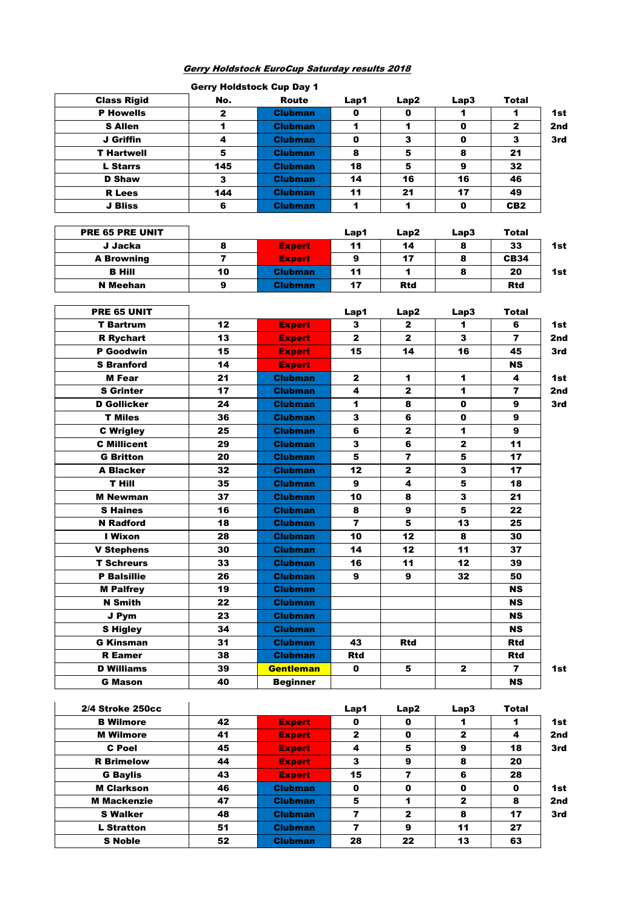## *Gerry Holdstock EuroCup Saturday results 2018*

**Gerry Holdstock Cup Day 1**

| Class Rigid | No. | Route | Lap1 | Lap2 | Lap3 | Total | |
|---|---|---|---|---|---|---|---|
| P Howells | 2 | Clubman | 0 | 0 | 1 | 1 | 1st |
| S Allen | 1 | Clubman | 1 | 1 | 0 | 2 | 2nd |
| J Griffin | 4 | Clubman | 0 | 3 | 0 | 3 | 3rd |
| T Hartwell | 5 | Clubman | 8 | 5 | 8 | 21 | |
| L Starrs | 145 | Clubman | 18 | 5 | 9 | 32 | |
| D Shaw | 3 | Clubman | 14 | 16 | 16 | 46 | |
| R Lees | 144 | Clubman | 11 | 21 | 17 | 49 | |
| J Bliss | 6 | Clubman | 1 | 1 | 0 | CB2 | |

| PRE 65 PRE UNIT | | | Lap1 | Lap2 | Lap3 | Total | |
|---|---|---|---|---|---|---|---|
| J Jacka | 8 | Expert | 11 | 14 | 8 | 33 | 1st |
| A Browning | 7 | Expert | 9 | 17 | 8 | CB34 | |
| B Hill | 10 | Clubman | 11 | 1 | 8 | 20 | 1st |
| N Meehan | 9 | Clubman | 17 | Rtd | | Rtd | |

| PRE 65 UNIT | | | Lap1 | Lap2 | Lap3 | Total | |
|---|---|---|---|---|---|---|---|
| T Bartrum | 12 | Expert | 3 | 2 | 1 | 6 | 1st |
| R Rychart | 13 | Expert | 2 | 2 | 3 | 7 | 2nd |
| P Goodwin | 15 | Expert | 15 | 14 | 16 | 45 | 3rd |
| S Branford | 14 | Expert | | | | NS | |
| M Fear | 21 | Clubman | 2 | 1 | 1 | 4 | 1st |
| S Grinter | 17 | Clubman | 4 | 2 | 1 | 7 | 2nd |
| D Gollicker | 24 | Clubman | 1 | 8 | 0 | 9 | 3rd |
| T Miles | 36 | Clubman | 3 | 6 | 0 | 9 | |
| C Wrigley | 25 | Clubman | 6 | 2 | 1 | 9 | |
| C Millicent | 29 | Clubman | 3 | 6 | 2 | 11 | |
| G Britton | 20 | Clubman | 5 | 7 | 5 | 17 | |
| A Blacker | 32 | Clubman | 12 | 2 | 3 | 17 | |
| T Hill | 35 | Clubman | 9 | 4 | 5 | 18 | |
| M Newman | 37 | Clubman | 10 | 8 | 3 | 21 | |
| S Haines | 16 | Clubman | 8 | 9 | 5 | 22 | |
| N Radford | 18 | Clubman | 7 | 5 | 13 | 25 | |
| I Wixon | 28 | Clubman | 10 | 12 | 8 | 30 | |
| V Stephens | 30 | Clubman | 14 | 12 | 11 | 37 | |
| T Schreurs | 33 | Clubman | 16 | 11 | 12 | 39 | |
| P Balsillie | 26 | Clubman | 9 | 9 | 32 | 50 | |
| M Palfrey | 19 | Clubman | | | | NS | |
| N Smith | 22 | Clubman | | | | NS | |
| J Pym | 23 | Clubman | | | | NS | |
| S Higley | 34 | Clubman | | | | NS | |
| G Kinsman | 31 | Clubman | 43 | Rtd | | Rtd | |
| R Eamer | 38 | Clubman | Rtd | | | Rtd | |
| D Williams | 39 | Gentleman | 0 | 5 | 2 | 7 | 1st |
| G Mason | 40 | Beginner | | | | NS | |

| 2/4 Stroke 250cc | | | Lap1 | Lap2 | Lap3 | Total | |
|---|---|---|---|---|---|---|---|
| B Wilmore | 42 | Expert | 0 | 0 | 1 | 1 | 1st |
| M Wilmore | 41 | Expert | 2 | 0 | 2 | 4 | 2nd |
| C Poel | 45 | Expert | 4 | 5 | 9 | 18 | 3rd |
| R Brimelow | 44 | Expert | 3 | 9 | 8 | 20 | |
| G Baylis | 43 | Expert | 15 | 7 | 6 | 28 | |
| M Clarkson | 46 | Clubman | 0 | 0 | 0 | 0 | 1st |
| M Mackenzie | 47 | Clubman | 5 | 1 | 2 | 8 | 2nd |
| S Walker | 48 | Clubman | 7 | 2 | 8 | 17 | 3rd |
| L Stratton | 51 | Clubman | 7 | 9 | 11 | 27 | |
| S Noble | 52 | Clubman | 28 | 22 | 13 | 63 | |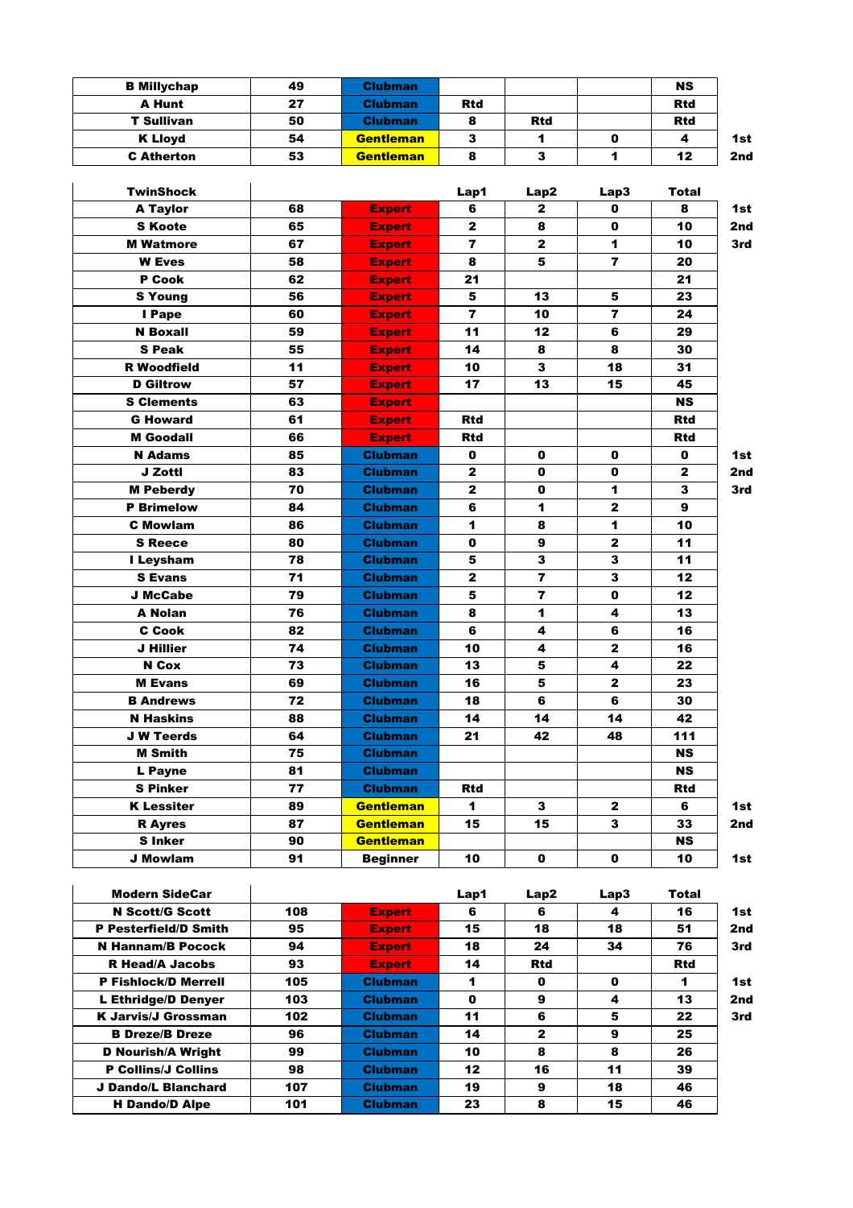| B Millychap | 49 | Clubman | | | | NS | |
|---|---|---|---|---|---|---|---|
| A Hunt | 27 | Clubman | Rtd | | | Rtd | |
| T Sullivan | 50 | Clubman | 8 | Rtd | | Rtd | |
| K Lloyd | 54 | Gentleman | 3 | 1 | 0 | 4 | 1st |
| C Atherton | 53 | Gentleman | 8 | 3 | 1 | 12 | 2nd |

| TwinShock | | | Lap1 | Lap2 | Lap3 | Total | |
|---|---|---|---|---|---|---|---|
| A Taylor | 68 | Expert | 6 | 2 | 0 | 8 | 1st |
| S Koote | 65 | Expert | 2 | 8 | 0 | 10 | 2nd |
| M Watmore | 67 | Expert | 7 | 2 | 1 | 10 | 3rd |
| W Eves | 58 | Expert | 8 | 5 | 7 | 20 | |
| P Cook | 62 | Expert | 21 | | | 21 | |
| S Young | 56 | Expert | 5 | 13 | 5 | 23 | |
| I Pape | 60 | Expert | 7 | 10 | 7 | 24 | |
| N Boxall | 59 | Expert | 11 | 12 | 6 | 29 | |
| S Peak | 55 | Expert | 14 | 8 | 8 | 30 | |
| R Woodfield | 11 | Expert | 10 | 3 | 18 | 31 | |
| D Giltrow | 57 | Expert | 17 | 13 | 15 | 45 | |
| S Clements | 63 | Expert | | | | NS | |
| G Howard | 61 | Expert | Rtd | | | Rtd | |
| M Goodall | 66 | Expert | Rtd | | | Rtd | |
| N Adams | 85 | Clubman | 0 | 0 | 0 | 0 | 1st |
| J Zottl | 83 | Clubman | 2 | 0 | 0 | 2 | 2nd |
| M Peberdy | 70 | Clubman | 2 | 0 | 1 | 3 | 3rd |
| P Brimelow | 84 | Clubman | 6 | 1 | 2 | 9 | |
| C Mowlam | 86 | Clubman | 1 | 8 | 1 | 10 | |
| S Reece | 80 | Clubman | 0 | 9 | 2 | 11 | |
| I Leysham | 78 | Clubman | 5 | 3 | 3 | 11 | |
| S Evans | 71 | Clubman | 2 | 7 | 3 | 12 | |
| J McCabe | 79 | Clubman | 5 | 7 | 0 | 12 | |
| A Nolan | 76 | Clubman | 8 | 1 | 4 | 13 | |
| C Cook | 82 | Clubman | 6 | 4 | 6 | 16 | |
| J Hillier | 74 | Clubman | 10 | 4 | 2 | 16 | |
| N Cox | 73 | Clubman | 13 | 5 | 4 | 22 | |
| M Evans | 69 | Clubman | 16 | 5 | 2 | 23 | |
| B Andrews | 72 | Clubman | 18 | 6 | 6 | 30 | |
| N Haskins | 88 | Clubman | 14 | 14 | 14 | 42 | |
| J W Teerds | 64 | Clubman | 21 | 42 | 48 | 111 | |
| M Smith | 75 | Clubman | | | | NS | |
| L Payne | 81 | Clubman | | | | NS | |
| S Pinker | 77 | Clubman | Rtd | | | Rtd | |
| K Lessiter | 89 | Gentleman | 1 | 3 | 2 | 6 | 1st |
| R Ayres | 87 | Gentleman | 15 | 15 | 3 | 33 | 2nd |
| S Inker | 90 | Gentleman | | | | NS | |
| J Mowlam | 91 | Beginner | 10 | 0 | 0 | 10 | 1st |

| Modern SideCar | | | Lap1 | Lap2 | Lap3 | Total | |
|---|---|---|---|---|---|---|---|
| N Scott/G Scott | 108 | Expert | 6 | 6 | 4 | 16 | 1st |
| P Pesterfield/D Smith | 95 | Expert | 15 | 18 | 18 | 51 | 2nd |
| N Hannam/B Pocock | 94 | Expert | 18 | 24 | 34 | 76 | 3rd |
| R Head/A Jacobs | 93 | Expert | 14 | Rtd | | Rtd | |
| P Fishlock/D Merrell | 105 | Clubman | 1 | 0 | 0 | 1 | 1st |
| L Ethridge/D Denyer | 103 | Clubman | 0 | 9 | 4 | 13 | 2nd |
| K Jarvis/J Grossman | 102 | Clubman | 11 | 6 | 5 | 22 | 3rd |
| B Dreze/B Dreze | 96 | Clubman | 14 | 2 | 9 | 25 | |
| D Nourish/A Wright | 99 | Clubman | 10 | 8 | 8 | 26 | |
| P Collins/J Collins | 98 | Clubman | 12 | 16 | 11 | 39 | |
| J Dando/L Blanchard | 107 | Clubman | 19 | 9 | 18 | 46 | |
| H Dando/D Alpe | 101 | Clubman | 23 | 8 | 15 | 46 | |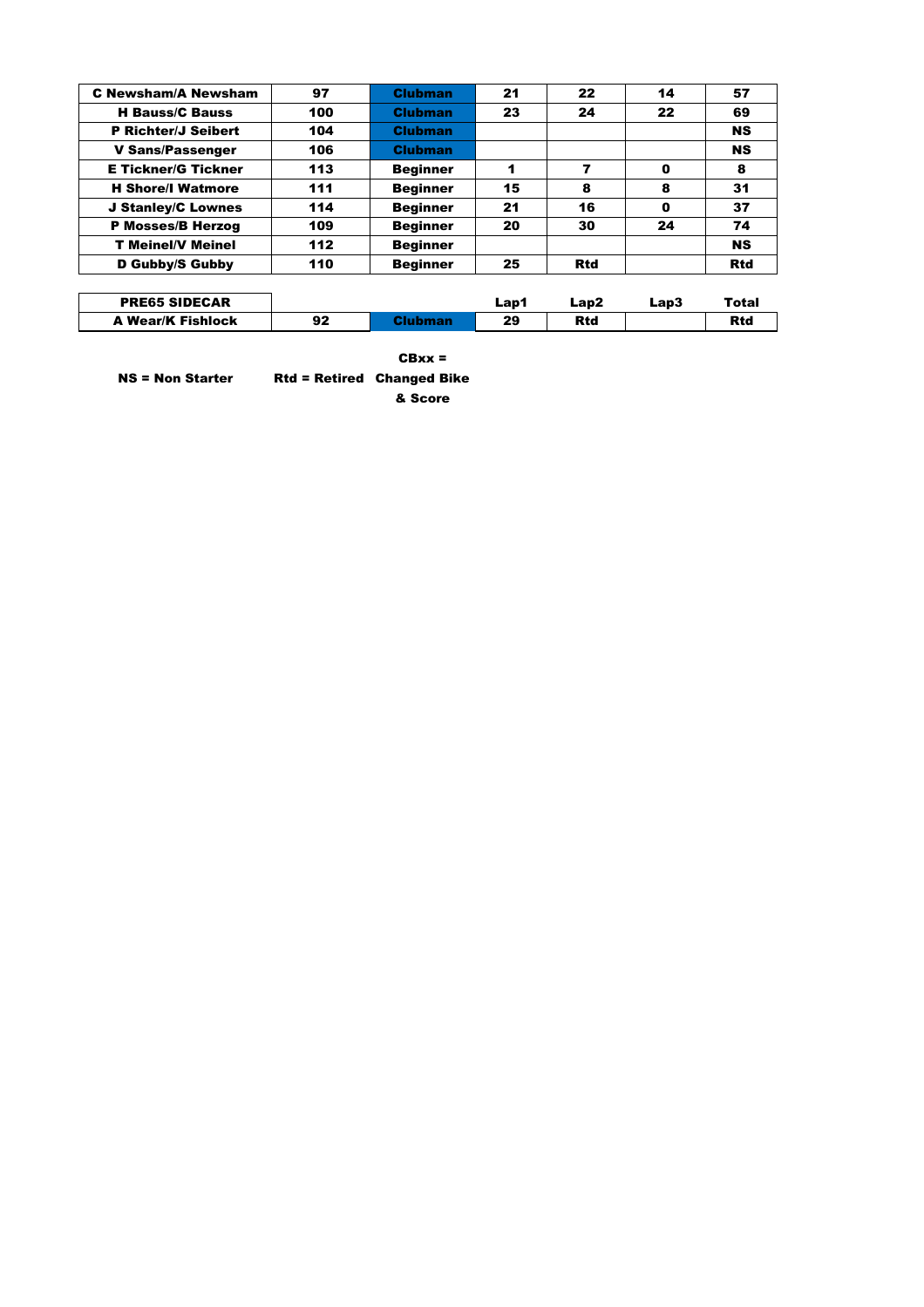| | | | | | | |
|---|---|---|---|---|---|---|
| C Newsham/A Newsham | 97 | Clubman | 21 | 22 | 14 | 57 |
| H Bauss/C Bauss | 100 | Clubman | 23 | 24 | 22 | 69 |
| P Richter/J Seibert | 104 | Clubman | | | | NS |
| V Sans/Passenger | 106 | Clubman | | | | NS |
| E Tickner/G Tickner | 113 | Beginner | 1 | 7 | 0 | 8 |
| H Shore/I Watmore | 111 | Beginner | 15 | 8 | 8 | 31 |
| J Stanley/C Lownes | 114 | Beginner | 21 | 16 | 0 | 37 |
| P Mosses/B Herzog | 109 | Beginner | 20 | 30 | 24 | 74 |
| T Meinel/V Meinel | 112 | Beginner | | | | NS |
| D Gubby/S Gubby | 110 | Beginner | 25 | Rtd | | Rtd |

| PRE65 SIDECAR | | | Lap1 | Lap2 | Lap3 | Total |
|---|---|---|---|---|---|---|
| A Wear/K Fishlock | 92 | Clubman | 29 | Rtd | | Rtd |

NS = Non Starter    Rtd = Retired    CBxx = Changed Bike & Score